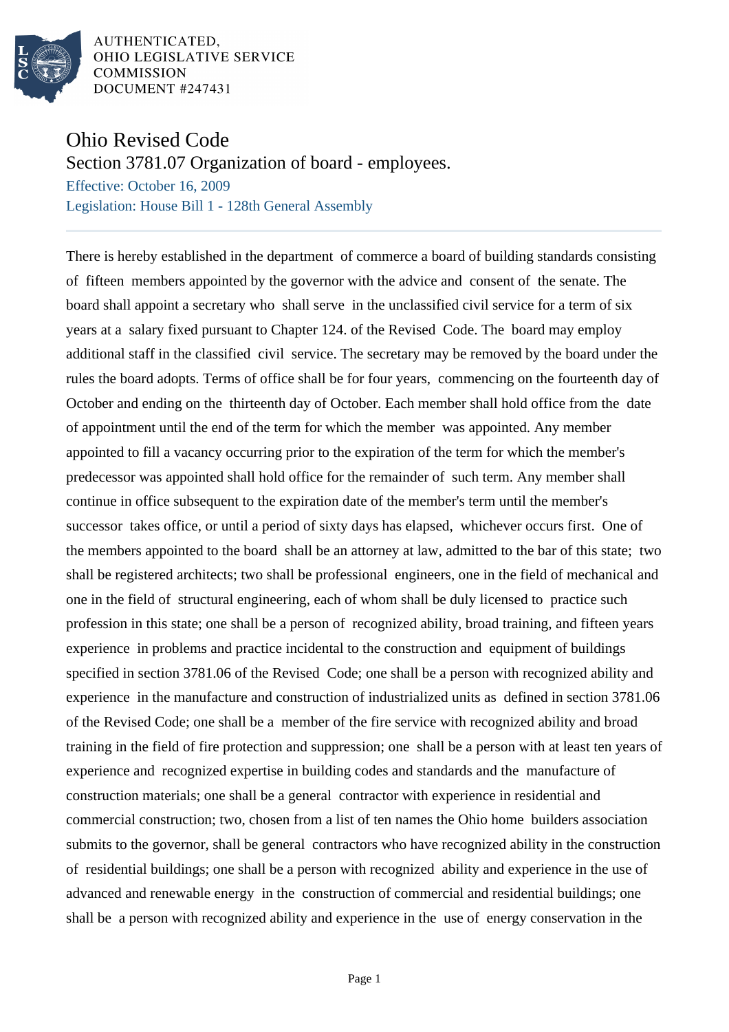AUTHENTICATED,
OHIO LEGISLATIVE SERVICE
COMMISSION
DOCUMENT #247431

# Ohio Revised Code

## Section 3781.07 Organization of board - employees.

Effective: October 16, 2009

Legislation: House Bill 1 - 128th General Assembly

There is hereby established in the department of commerce a board of building standards consisting of fifteen members appointed by the governor with the advice and consent of the senate. The board shall appoint a secretary who shall serve in the unclassified civil service for a term of six years at a salary fixed pursuant to Chapter 124. of the Revised Code. The board may employ additional staff in the classified civil service. The secretary may be removed by the board under the rules the board adopts. Terms of office shall be for four years, commencing on the fourteenth day of October and ending on the thirteenth day of October. Each member shall hold office from the date of appointment until the end of the term for which the member was appointed. Any member appointed to fill a vacancy occurring prior to the expiration of the term for which the member's predecessor was appointed shall hold office for the remainder of such term. Any member shall continue in office subsequent to the expiration date of the member's term until the member's successor takes office, or until a period of sixty days has elapsed, whichever occurs first. One of the members appointed to the board shall be an attorney at law, admitted to the bar of this state; two shall be registered architects; two shall be professional engineers, one in the field of mechanical and one in the field of structural engineering, each of whom shall be duly licensed to practice such profession in this state; one shall be a person of recognized ability, broad training, and fifteen years experience in problems and practice incidental to the construction and equipment of buildings specified in section 3781.06 of the Revised Code; one shall be a person with recognized ability and experience in the manufacture and construction of industrialized units as defined in section 3781.06 of the Revised Code; one shall be a member of the fire service with recognized ability and broad training in the field of fire protection and suppression; one shall be a person with at least ten years of experience and recognized expertise in building codes and standards and the manufacture of construction materials; one shall be a general contractor with experience in residential and commercial construction; two, chosen from a list of ten names the Ohio home builders association submits to the governor, shall be general contractors who have recognized ability in the construction of residential buildings; one shall be a person with recognized ability and experience in the use of advanced and renewable energy in the construction of commercial and residential buildings; one shall be a person with recognized ability and experience in the use of energy conservation in the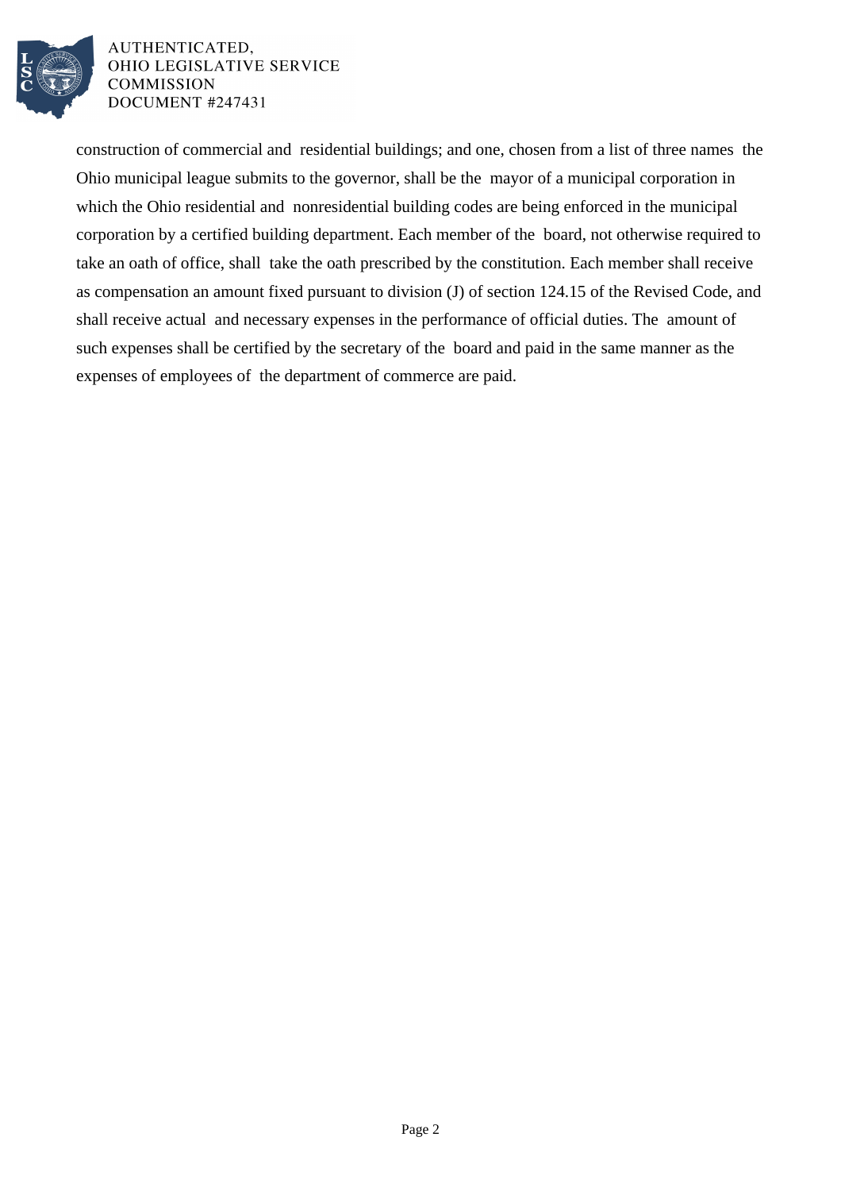construction of commercial and residential buildings; and one, chosen from a list of three names the Ohio municipal league submits to the governor, shall be the mayor of a municipal corporation in which the Ohio residential and nonresidential building codes are being enforced in the municipal corporation by a certified building department. Each member of the board, not otherwise required to take an oath of office, shall take the oath prescribed by the constitution. Each member shall receive as compensation an amount fixed pursuant to division (J) of section 124.15 of the Revised Code, and shall receive actual and necessary expenses in the performance of official duties. The amount of such expenses shall be certified by the secretary of the board and paid in the same manner as the expenses of employees of the department of commerce are paid.